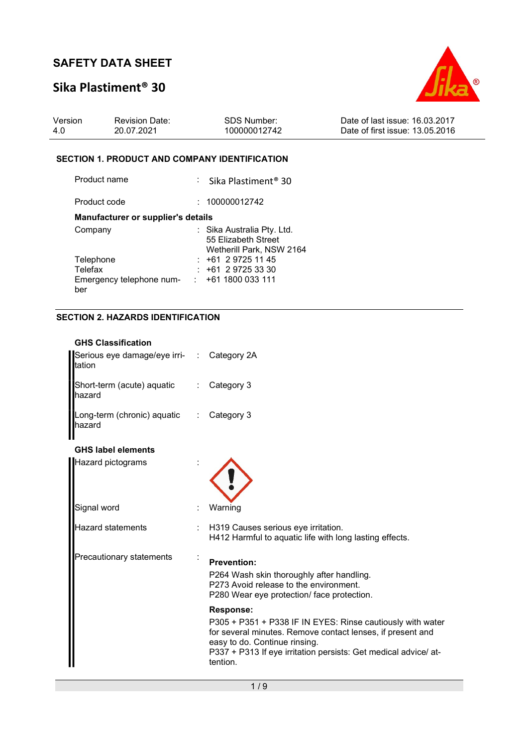# SAFETY DATA SHEET

## Sika Plastiment® 30

| Version | Revision Date: | SDS Number: | Date of last issue: 16.03.2017 |
|---|---|---|---|
| 4.0 | 20.07.2021 | 100000012742 | Date of first issue: 13.05.2016 |

### SECTION 1. PRODUCT AND COMPANY IDENTIFICATION

| | | |
|---|---|---|
| Product name | : | Sika Plastiment® 30 |
| Product code | : | 100000012742 |

**Manufacturer or supplier's details**

| | | |
|---|---|---|
| Company | : | Sika Australia Pty. Ltd.<br>55 Elizabeth Street<br>Wetherill Park, NSW 2164 |
| Telephone | : | +61 2 9725 11 45 |
| Telefax | : | +61 2 9725 33 30 |
| Emergency telephone number | : | +61 1800 033 111 |

### SECTION 2. HAZARDS IDENTIFICATION

**GHS Classification**

| | | |
|---|---|---|
| Serious eye damage/eye irritation | : | Category 2A |
| Short-term (acute) aquatic hazard | : | Category 3 |
| Long-term (chronic) aquatic hazard | : | Category 3 |

**GHS label elements**

Hazard pictograms :

Signal word : Warning

Hazard statements : H319 Causes serious eye irritation.
H412 Harmful to aquatic life with long lasting effects.

Precautionary statements :

**Prevention:**

P264 Wash skin thoroughly after handling.
P273 Avoid release to the environment.
P280 Wear eye protection/ face protection.

**Response:**

P305 + P351 + P338 IF IN EYES: Rinse cautiously with water for several minutes. Remove contact lenses, if present and easy to do. Continue rinsing.
P337 + P313 If eye irritation persists: Get medical advice/ attention.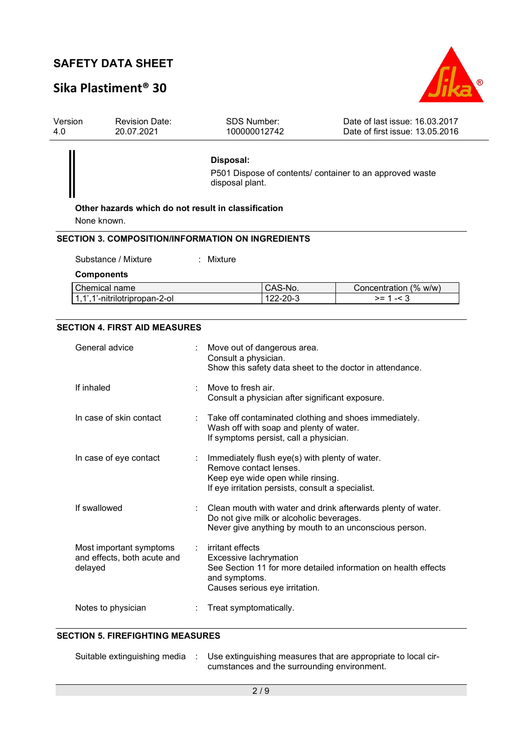**Disposal:**

P501 Dispose of contents/ container to an approved waste disposal plant.

**Other hazards which do not result in classification**

None known.

## SECTION 3. COMPOSITION/INFORMATION ON INGREDIENTS

Substance / Mixture : Mixture

**Components**

| Chemical name | CAS-No. | Concentration (% w/w) |
|---|---|---|
| 1,1',1''-nitrilotripropan-2-ol | 122-20-3 | >= 1 -< 3 |

## SECTION 4. FIRST AID MEASURES

General advice : Move out of dangerous area.
Consult a physician.
Show this safety data sheet to the doctor in attendance.

If inhaled : Move to fresh air.
Consult a physician after significant exposure.

In case of skin contact : Take off contaminated clothing and shoes immediately.
Wash off with soap and plenty of water.
If symptoms persist, call a physician.

In case of eye contact : Immediately flush eye(s) with plenty of water.
Remove contact lenses.
Keep eye wide open while rinsing.
If eye irritation persists, consult a specialist.

If swallowed : Clean mouth with water and drink afterwards plenty of water.
Do not give milk or alcoholic beverages.
Never give anything by mouth to an unconscious person.

Most important symptoms and effects, both acute and delayed : irritant effects
Excessive lachrymation
See Section 11 for more detailed information on health effects and symptoms.
Causes serious eye irritation.

Notes to physician : Treat symptomatically.

## SECTION 5. FIREFIGHTING MEASURES

Suitable extinguishing media : Use extinguishing measures that are appropriate to local circumstances and the surrounding environment.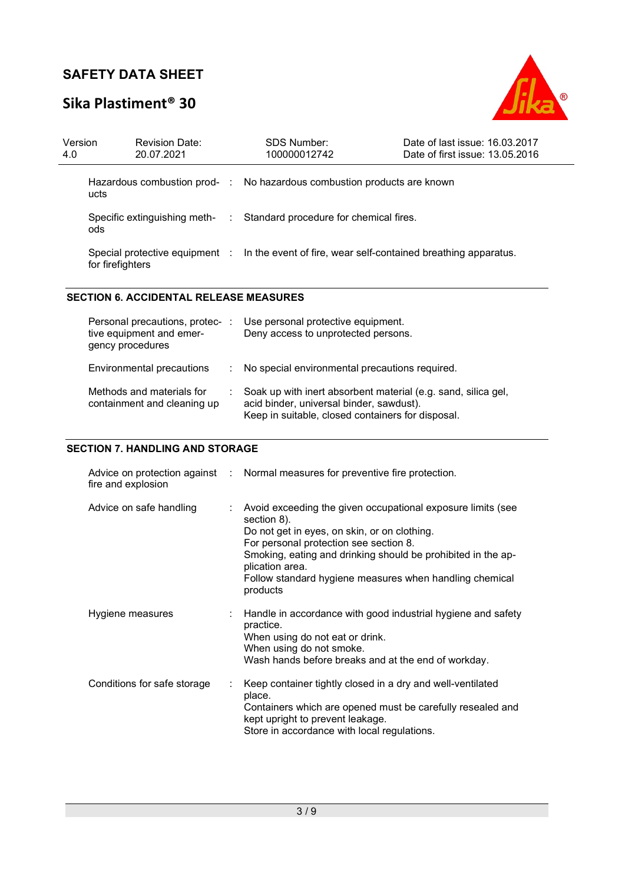| | |
|---|---|
| Hazardous combustion products | No hazardous combustion products are known |
| Specific extinguishing methods | Standard procedure for chemical fires. |
| Special protective equipment for firefighters | In the event of fire, wear self-contained breathing apparatus. |

## SECTION 6. ACCIDENTAL RELEASE MEASURES

| | |
|---|---|
| Personal precautions, protective equipment and emergency procedures | Use personal protective equipment.<br>Deny access to unprotected persons. |
| Environmental precautions | No special environmental precautions required. |
| Methods and materials for containment and cleaning up | Soak up with inert absorbent material (e.g. sand, silica gel, acid binder, universal binder, sawdust).<br>Keep in suitable, closed containers for disposal. |

## SECTION 7. HANDLING AND STORAGE

| | |
|---|---|
| Advice on protection against fire and explosion | Normal measures for preventive fire protection. |
| Advice on safe handling | Avoid exceeding the given occupational exposure limits (see section 8).<br>Do not get in eyes, on skin, or on clothing.<br>For personal protection see section 8.<br>Smoking, eating and drinking should be prohibited in the application area.<br>Follow standard hygiene measures when handling chemical products |
| Hygiene measures | Handle in accordance with good industrial hygiene and safety practice.<br>When using do not eat or drink.<br>When using do not smoke.<br>Wash hands before breaks and at the end of workday. |
| Conditions for safe storage | Keep container tightly closed in a dry and well-ventilated place.<br>Containers which are opened must be carefully resealed and kept upright to prevent leakage.<br>Store in accordance with local regulations. |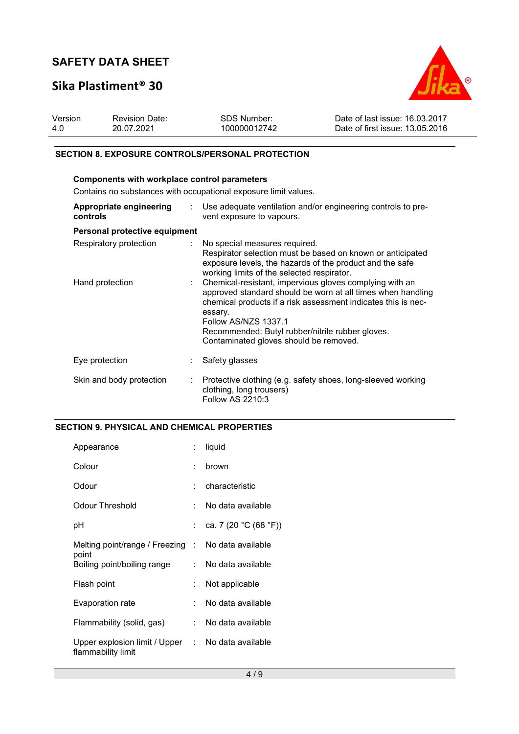## SECTION 8. EXPOSURE CONTROLS/PERSONAL PROTECTION

### Components with workplace control parameters

Contains no substances with occupational exposure limit values.

| | |
|---|---|
| **Appropriate engineering controls** | : Use adequate ventilation and/or engineering controls to prevent exposure to vapours. |

### Personal protective equipment

| | |
|---|---|
| Respiratory protection | : No special measures required.<br>Respirator selection must be based on known or anticipated exposure levels, the hazards of the product and the safe working limits of the selected respirator. |
| Hand protection | : Chemical-resistant, impervious gloves complying with an approved standard should be worn at all times when handling chemical products if a risk assessment indicates this is necessary.<br>Follow AS/NZS 1337.1<br>Recommended: Butyl rubber/nitrile rubber gloves.<br>Contaminated gloves should be removed. |
| Eye protection | : Safety glasses |
| Skin and body protection | : Protective clothing (e.g. safety shoes, long-sleeved working clothing, long trousers)<br>Follow AS 2210:3 |

## SECTION 9. PHYSICAL AND CHEMICAL PROPERTIES

| | |
|---|---|
| Appearance | : liquid |
| Colour | : brown |
| Odour | : characteristic |
| Odour Threshold | : No data available |
| pH | : ca. 7 (20 °C (68 °F)) |
| Melting point/range / Freezing point | : No data available |
| Boiling point/boiling range | : No data available |
| Flash point | : Not applicable |
| Evaporation rate | : No data available |
| Flammability (solid, gas) | : No data available |
| Upper explosion limit / Upper flammability limit | : No data available |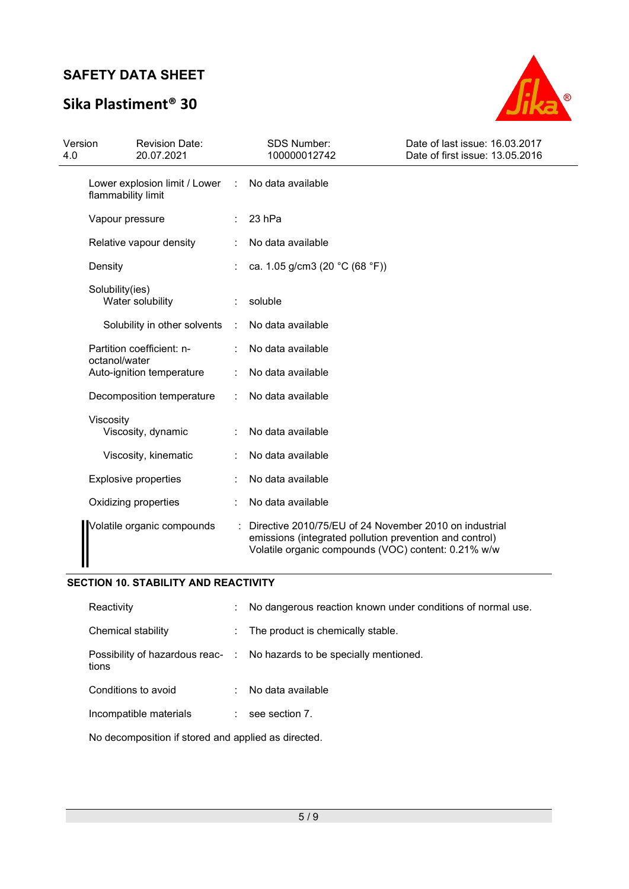| Property | | Value |
|---|---|---|
| Lower explosion limit / Lower flammability limit | : | No data available |
| Vapour pressure | : | 23 hPa |
| Relative vapour density | : | No data available |
| Density | : | ca. 1.05 g/cm3 (20 °C (68 °F)) |
| Solubility(ies) | | |
| Water solubility | : | soluble |
| Solubility in other solvents | : | No data available |
| Partition coefficient: n-octanol/water | : | No data available |
| Auto-ignition temperature | : | No data available |
| Decomposition temperature | : | No data available |
| Viscosity | | |
| Viscosity, dynamic | : | No data available |
| Viscosity, kinematic | : | No data available |
| Explosive properties | : | No data available |
| Oxidizing properties | : | No data available |
| Volatile organic compounds | : | Directive 2010/75/EU of 24 November 2010 on industrial emissions (integrated pollution prevention and control)<br>Volatile organic compounds (VOC) content: 0.21% w/w |

## SECTION 10. STABILITY AND REACTIVITY

| Property | | Value |
|---|---|---|
| Reactivity | : | No dangerous reaction known under conditions of normal use. |
| Chemical stability | : | The product is chemically stable. |
| Possibility of hazardous reactions | : | No hazards to be specially mentioned. |
| Conditions to avoid | : | No data available |
| Incompatible materials | : | see section 7. |

No decomposition if stored and applied as directed.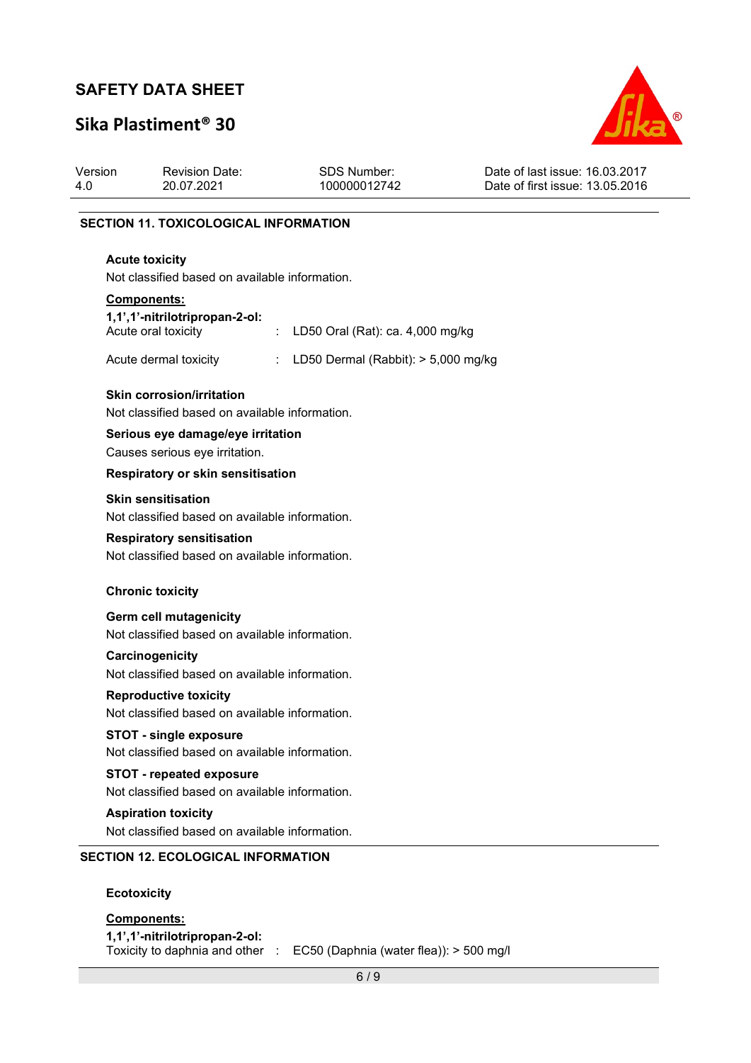## SECTION 11. TOXICOLOGICAL INFORMATION

### Acute toxicity

Not classified based on available information.

**Components:**

**1,1',1''-nitrilotripropan-2-ol:**

| | | |
|---|---|---|
| Acute oral toxicity | : | LD50 Oral (Rat): ca. 4,000 mg/kg |
| Acute dermal toxicity | : | LD50 Dermal (Rabbit): > 5,000 mg/kg |

### Skin corrosion/irritation

Not classified based on available information.

### Serious eye damage/eye irritation

Causes serious eye irritation.

### Respiratory or skin sensitisation

#### Skin sensitisation

Not classified based on available information.

#### Respiratory sensitisation

Not classified based on available information.

### Chronic toxicity

#### Germ cell mutagenicity

Not classified based on available information.

#### Carcinogenicity

Not classified based on available information.

#### Reproductive toxicity

Not classified based on available information.

#### STOT - single exposure

Not classified based on available information.

#### STOT - repeated exposure

Not classified based on available information.

#### Aspiration toxicity

Not classified based on available information.

## SECTION 12. ECOLOGICAL INFORMATION

### Ecotoxicity

**Components:**

**1,1',1''-nitrilotripropan-2-ol:**

| | | |
|---|---|---|
| Toxicity to daphnia and other | : | EC50 (Daphnia (water flea)): > 500 mg/l |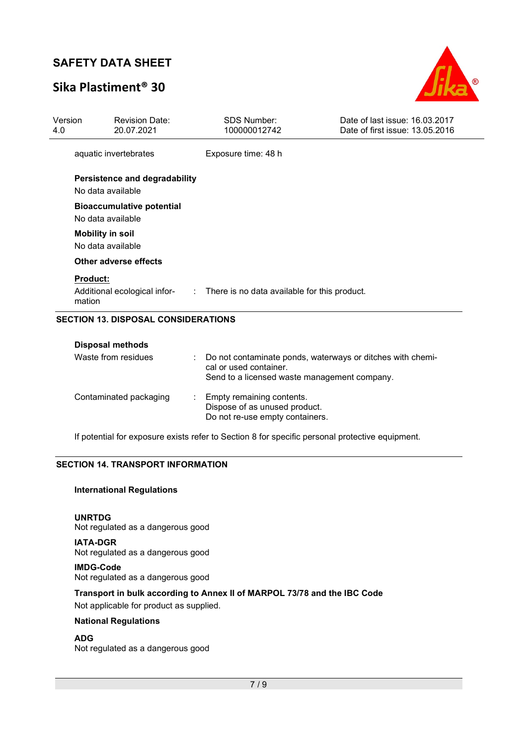| | |
|---|---|
| aquatic invertebrates | Exposure time: 48 h |

**Persistence and degradability**

No data available

**Bioaccumulative potential**

No data available

**Mobility in soil**

No data available

**Other adverse effects**

**Product:**

| | | |
|---|---|---|
| Additional ecological information | : | There is no data available for this product. |

## SECTION 13. DISPOSAL CONSIDERATIONS

**Disposal methods**

| | | |
|---|---|---|
| Waste from residues | : | Do not contaminate ponds, waterways or ditches with chemical or used container.<br>Send to a licensed waste management company. |
| Contaminated packaging | : | Empty remaining contents.<br>Dispose of as unused product.<br>Do not re-use empty containers. |

If potential for exposure exists refer to Section 8 for specific personal protective equipment.

## SECTION 14. TRANSPORT INFORMATION

**International Regulations**

**UNRTDG**

Not regulated as a dangerous good

**IATA-DGR**

Not regulated as a dangerous good

**IMDG-Code**

Not regulated as a dangerous good

**Transport in bulk according to Annex II of MARPOL 73/78 and the IBC Code**

Not applicable for product as supplied.

**National Regulations**

**ADG**

Not regulated as a dangerous good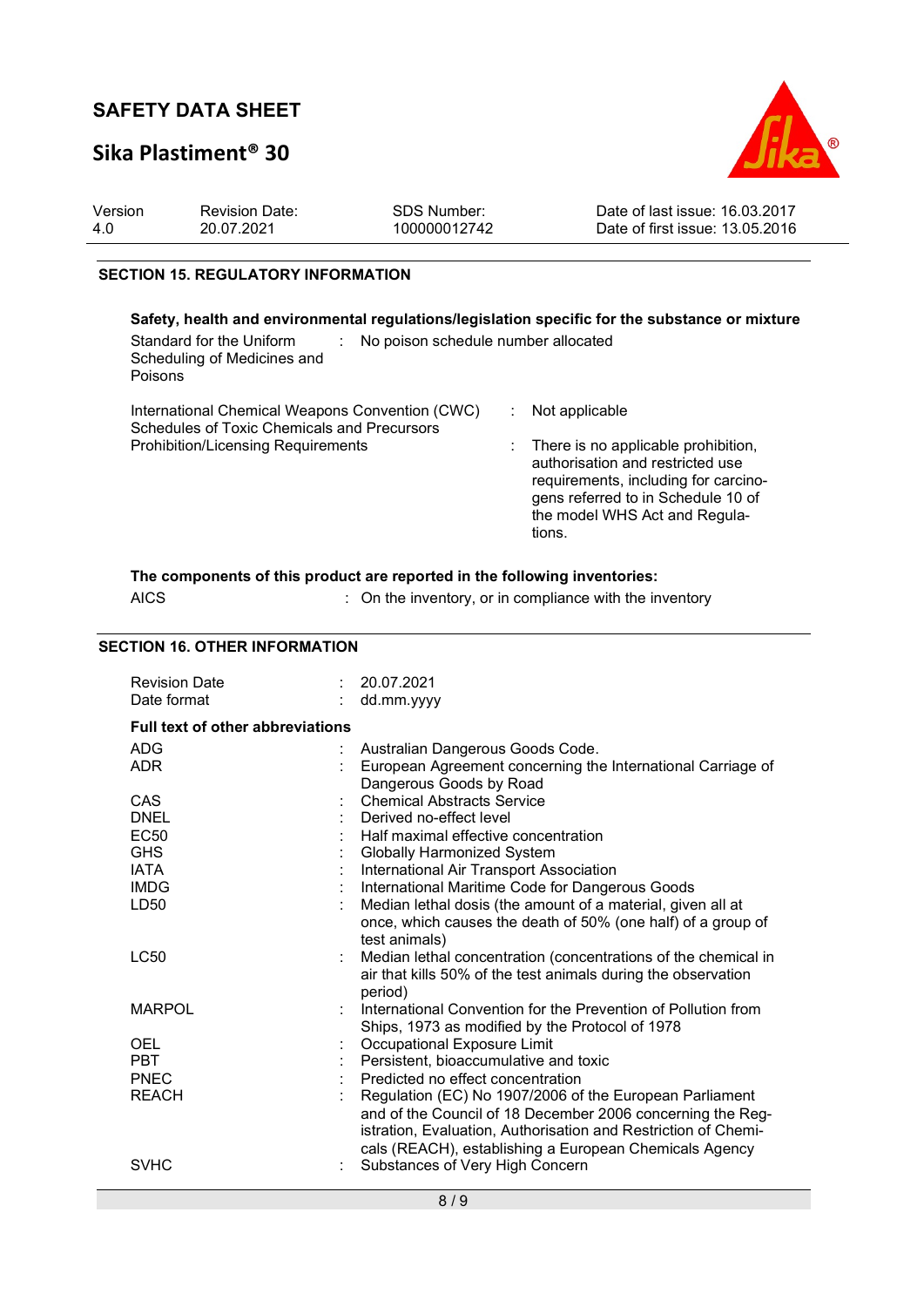## SECTION 15. REGULATORY INFORMATION

**Safety, health and environmental regulations/legislation specific for the substance or mixture**

| | | |
|---|---|---|
| Standard for the Uniform Scheduling of Medicines and Poisons | : | No poison schedule number allocated |
| International Chemical Weapons Convention (CWC) Schedules of Toxic Chemicals and Precursors | : | Not applicable |
| Prohibition/Licensing Requirements | : | There is no applicable prohibition, authorisation and restricted use requirements, including for carcinogens referred to in Schedule 10 of the model WHS Act and Regulations. |

**The components of this product are reported in the following inventories:**

| | | |
|---|---|---|
| AICS | : | On the inventory, or in compliance with the inventory |

## SECTION 16. OTHER INFORMATION

| | | |
|---|---|---|
| Revision Date | : | 20.07.2021 |
| Date format | : | dd.mm.yyyy |

**Full text of other abbreviations**

| | | |
|---|---|---|
| ADG | : | Australian Dangerous Goods Code. |
| ADR | : | European Agreement concerning the International Carriage of Dangerous Goods by Road |
| CAS | : | Chemical Abstracts Service |
| DNEL | : | Derived no-effect level |
| EC50 | : | Half maximal effective concentration |
| GHS | : | Globally Harmonized System |
| IATA | : | International Air Transport Association |
| IMDG | : | International Maritime Code for Dangerous Goods |
| LD50 | : | Median lethal dosis (the amount of a material, given all at once, which causes the death of 50% (one half) of a group of test animals) |
| LC50 | : | Median lethal concentration (concentrations of the chemical in air that kills 50% of the test animals during the observation period) |
| MARPOL | : | International Convention for the Prevention of Pollution from Ships, 1973 as modified by the Protocol of 1978 |
| OEL | : | Occupational Exposure Limit |
| PBT | : | Persistent, bioaccumulative and toxic |
| PNEC | : | Predicted no effect concentration |
| REACH | : | Regulation (EC) No 1907/2006 of the European Parliament and of the Council of 18 December 2006 concerning the Registration, Evaluation, Authorisation and Restriction of Chemicals (REACH), establishing a European Chemicals Agency |
| SVHC | : | Substances of Very High Concern |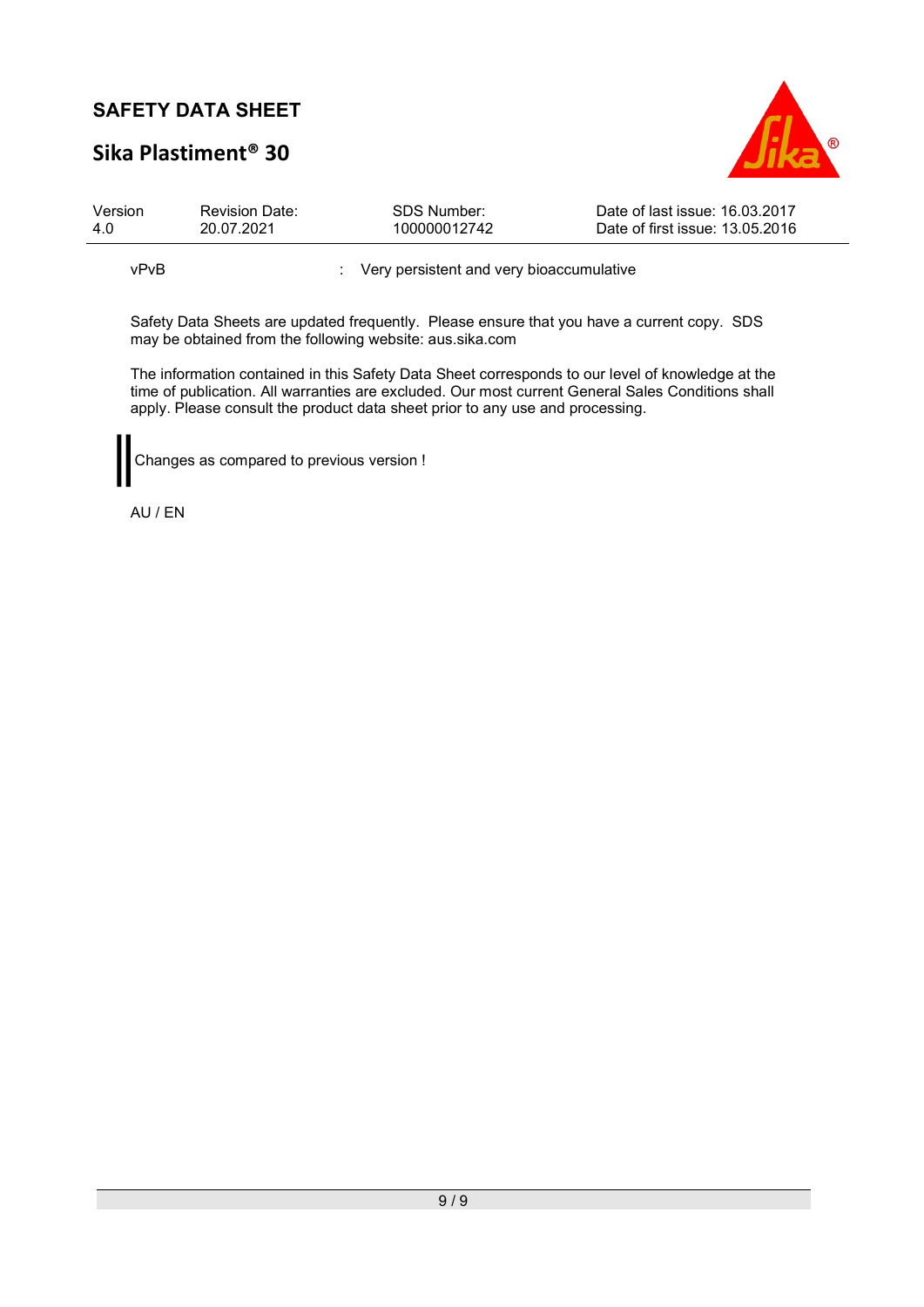vPvB : Very persistent and very bioaccumulative

Safety Data Sheets are updated frequently. Please ensure that you have a current copy. SDS may be obtained from the following website: aus.sika.com

The information contained in this Safety Data Sheet corresponds to our level of knowledge at the time of publication. All warranties are excluded. Our most current General Sales Conditions shall apply. Please consult the product data sheet prior to any use and processing.

Changes as compared to previous version !

AU / EN